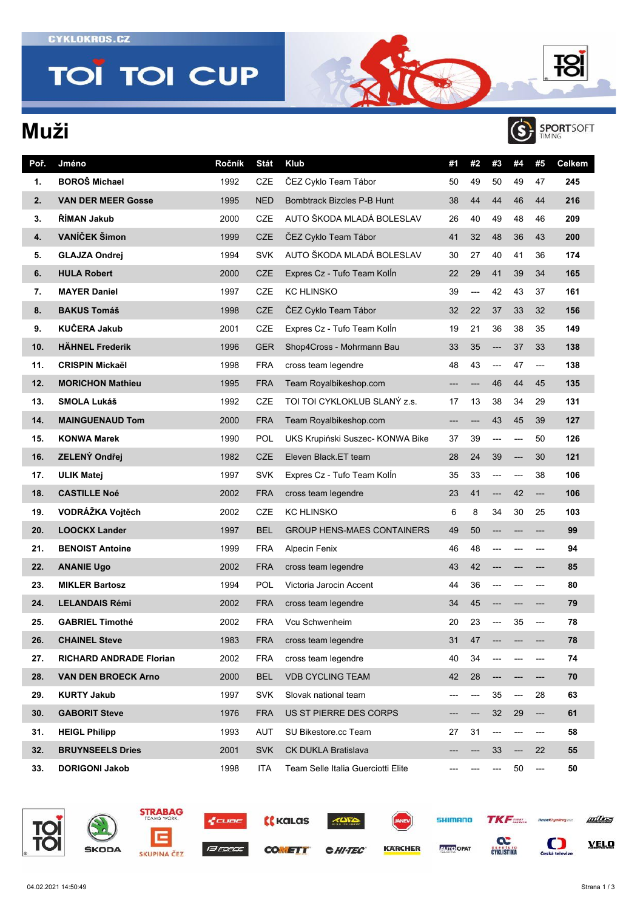CYKLOKROS.CZ

# TOI TOI CUP

## Muži

| Poř. | Jméno | Ročník | Stát | Klub | #1 | #2 | #3 | #4 | #5 | Celkem |
|---|---|---|---|---|---|---|---|---|---|---|
| 1. | **BOROŠ Michael** | 1992 | CZE | ČEZ Cyklo Team Tábor | 50 | 49 | 50 | 49 | 47 | **245** |
| 2. | **VAN DER MEER Gosse** | 1995 | NED | Bombtrack Bizcles P-B Hunt | 38 | 44 | 44 | 46 | 44 | **216** |
| 3. | **ŘÍMAN Jakub** | 2000 | CZE | AUTO ŠKODA MLADÁ BOLESLAV | 26 | 40 | 49 | 48 | 46 | **209** |
| 4. | **VANÍČEK Šimon** | 1999 | CZE | ČEZ Cyklo Team Tábor | 41 | 32 | 48 | 36 | 43 | **200** |
| 5. | **GLAJZA Ondrej** | 1994 | SVK | AUTO ŠKODA MLADÁ BOLESLAV | 30 | 27 | 40 | 41 | 36 | **174** |
| 6. | **HULA Robert** | 2000 | CZE | Expres Cz - Tufo Team Kolín | 22 | 29 | 41 | 39 | 34 | **165** |
| 7. | **MAYER Daniel** | 1997 | CZE | KC HLINSKO | 39 | --- | 42 | 43 | 37 | **161** |
| 8. | **BAKUS Tomáš** | 1998 | CZE | ČEZ Cyklo Team Tábor | 32 | 22 | 37 | 33 | 32 | **156** |
| 9. | **KUČERA Jakub** | 2001 | CZE | Expres Cz - Tufo Team Kolín | 19 | 21 | 36 | 38 | 35 | **149** |
| 10. | **HÄHNEL Frederik** | 1996 | GER | Shop4Cross - Mohrmann Bau | 33 | 35 | --- | 37 | 33 | **138** |
| 11. | **CRISPIN Mickaël** | 1998 | FRA | cross team legendre | 48 | 43 | --- | 47 | --- | **138** |
| 12. | **MORICHON Mathieu** | 1995 | FRA | Team Royalbikeshop.com | --- | --- | 46 | 44 | 45 | **135** |
| 13. | **SMOLA Lukáš** | 1992 | CZE | TOI TOI CYKLOKLUB SLANÝ z.s. | 17 | 13 | 38 | 34 | 29 | **131** |
| 14. | **MAINGUENAUD Tom** | 2000 | FRA | Team Royalbikeshop.com | --- | --- | 43 | 45 | 39 | **127** |
| 15. | **KONWA Marek** | 1990 | POL | UKS Krupiński Suszec- KONWA Bike | 37 | 39 | --- | --- | 50 | **126** |
| 16. | **ZELENÝ Ondřej** | 1982 | CZE | Eleven Black.ET team | 28 | 24 | 39 | --- | 30 | **121** |
| 17. | **ULIK Matej** | 1997 | SVK | Expres Cz - Tufo Team Kolín | 35 | 33 | --- | --- | 38 | **106** |
| 18. | **CASTILLE Noé** | 2002 | FRA | cross team legendre | 23 | 41 | --- | 42 | --- | **106** |
| 19. | **VODRÁŽKA Vojtěch** | 2002 | CZE | KC HLINSKO | 6 | 8 | 34 | 30 | 25 | **103** |
| 20. | **LOOCKX Lander** | 1997 | BEL | GROUP HENS-MAES CONTAINERS | 49 | 50 | --- | --- | --- | **99** |
| 21. | **BENOIST Antoine** | 1999 | FRA | Alpecin Fenix | 46 | 48 | --- | --- | --- | **94** |
| 22. | **ANANIE Ugo** | 2002 | FRA | cross team legendre | 43 | 42 | --- | --- | --- | **85** |
| 23. | **MIKLER Bartosz** | 1994 | POL | Victoria Jarocin Accent | 44 | 36 | --- | --- | --- | **80** |
| 24. | **LELANDAIS Rémi** | 2002 | FRA | cross team legendre | 34 | 45 | --- | --- | --- | **79** |
| 25. | **GABRIEL Timothé** | 2002 | FRA | Vcu Schwenheim | 20 | 23 | --- | 35 | --- | **78** |
| 26. | **CHAINEL Steve** | 1983 | FRA | cross team legendre | 31 | 47 | --- | --- | --- | **78** |
| 27. | **RICHARD ANDRADE Florian** | 2002 | FRA | cross team legendre | 40 | 34 | --- | --- | --- | **74** |
| 28. | **VAN DEN BROECK Arno** | 2000 | BEL | VDB CYCLING TEAM | 42 | 28 | --- | --- | --- | **70** |
| 29. | **KURTY Jakub** | 1997 | SVK | Slovak national team | --- | --- | 35 | --- | 28 | **63** |
| 30. | **GABORIT Steve** | 1976 | FRA | US ST PIERRE DES CORPS | --- | --- | 32 | 29 | --- | **61** |
| 31. | **HEIGL Philipp** | 1993 | AUT | SU Bikestore.cc Team | 27 | 31 | --- | --- | --- | **58** |
| 32. | **BRUYNSEELS Dries** | 2001 | SVK | CK DUKLA Bratislava | --- | --- | 33 | --- | 22 | **55** |
| 33. | **DORIGONI Jakob** | 1998 | ITA | Team Selle Italia Guerciotti Elite | --- | --- | --- | 50 | --- | **50** |

04.02.2021 14:50:49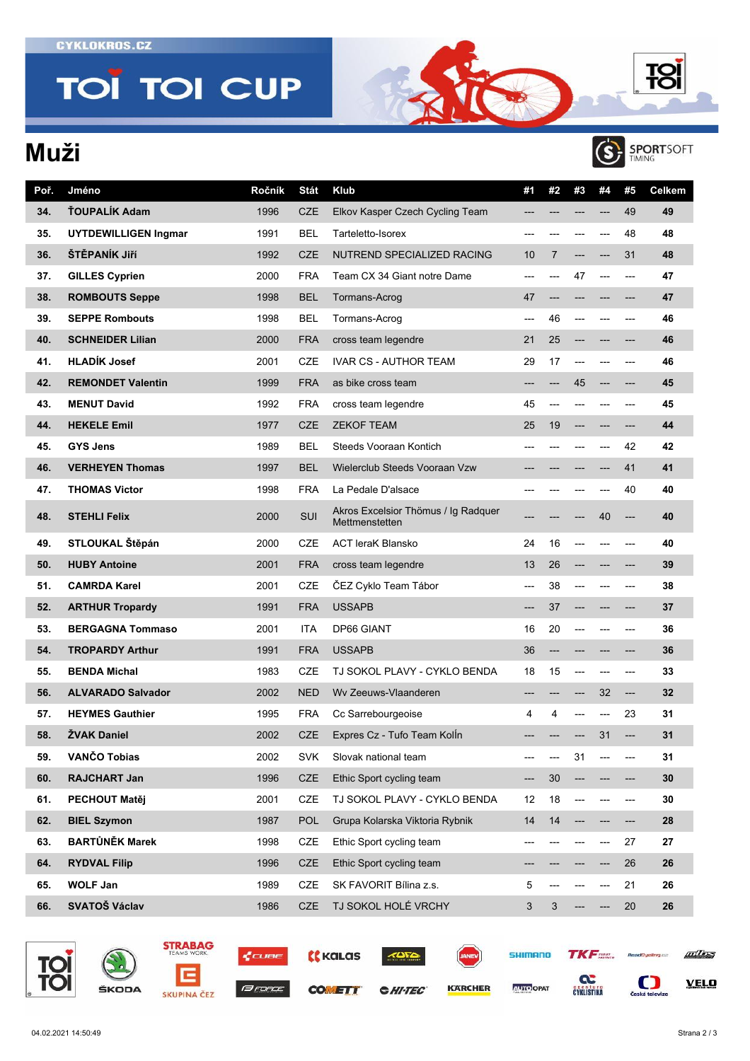# Muži

| Poř. | Jméno | Ročník | Stát | Klub | #1 | #2 | #3 | #4 | #5 | Celkem |
|---|---|---|---|---|---|---|---|---|---|---|
| 34. | ŤOUPALÍK Adam | 1996 | CZE | Elkov Kasper Czech Cycling Team | --- | --- | --- | --- | 49 | 49 |
| 35. | UYTDEWILLIGEN Ingmar | 1991 | BEL | Tarteletto-Isorex | --- | --- | --- | --- | 48 | 48 |
| 36. | ŠTĚPANÍK Jiří | 1992 | CZE | NUTREND SPECIALIZED RACING | 10 | 7 | --- | --- | 31 | 48 |
| 37. | GILLES Cyprien | 2000 | FRA | Team CX 34 Giant notre Dame | --- | --- | 47 | --- | --- | 47 |
| 38. | ROMBOUTS Seppe | 1998 | BEL | Tormans-Acrog | 47 | --- | --- | --- | --- | 47 |
| 39. | SEPPE Rombouts | 1998 | BEL | Tormans-Acrog | --- | 46 | --- | --- | --- | 46 |
| 40. | SCHNEIDER Lilian | 2000 | FRA | cross team legendre | 21 | 25 | --- | --- | --- | 46 |
| 41. | HLADÍK Josef | 2001 | CZE | IVAR CS - AUTHOR TEAM | 29 | 17 | --- | --- | --- | 46 |
| 42. | REMONDET Valentin | 1999 | FRA | as bike cross team | --- | --- | 45 | --- | --- | 45 |
| 43. | MENUT David | 1992 | FRA | cross team legendre | 45 | --- | --- | --- | --- | 45 |
| 44. | HEKELE Emil | 1977 | CZE | ZEKOF TEAM | 25 | 19 | --- | --- | --- | 44 |
| 45. | GYS Jens | 1989 | BEL | Steeds Vooraan Kontich | --- | --- | --- | --- | 42 | 42 |
| 46. | VERHEYEN Thomas | 1997 | BEL | Wielerclub Steeds Vooraan Vzw | --- | --- | --- | --- | 41 | 41 |
| 47. | THOMAS Victor | 1998 | FRA | La Pedale D'alsace | --- | --- | --- | --- | 40 | 40 |
| 48. | STEHLI Felix | 2000 | SUI | Akros Excelsior Thömus / Ig Radquer Mettmenstetten | --- | --- | --- | 40 | --- | 40 |
| 49. | STLOUKAL Štěpán | 2000 | CZE | ACT IeraK Blansko | 24 | 16 | --- | --- | --- | 40 |
| 50. | HUBY Antoine | 2001 | FRA | cross team legendre | 13 | 26 | --- | --- | --- | 39 |
| 51. | CAMRDA Karel | 2001 | CZE | ČEZ Cyklo Team Tábor | --- | 38 | --- | --- | --- | 38 |
| 52. | ARTHUR Tropardy | 1991 | FRA | USSAPB | --- | 37 | --- | --- | --- | 37 |
| 53. | BERGAGNA Tommaso | 2001 | ITA | DP66 GIANT | 16 | 20 | --- | --- | --- | 36 |
| 54. | TROPARDY Arthur | 1991 | FRA | USSAPB | 36 | --- | --- | --- | --- | 36 |
| 55. | BENDA Michal | 1983 | CZE | TJ SOKOL PLAVY - CYKLO BENDA | 18 | 15 | --- | --- | --- | 33 |
| 56. | ALVARADO Salvador | 2002 | NED | Wv Zeeuws-Vlaanderen | --- | --- | --- | 32 | --- | 32 |
| 57. | HEYMES Gauthier | 1995 | FRA | Cc Sarrebourgeoise | 4 | 4 | --- | --- | 23 | 31 |
| 58. | ŽVAK Daniel | 2002 | CZE | Expres Cz - Tufo Team Kolín | --- | --- | --- | 31 | --- | 31 |
| 59. | VANČO Tobias | 2002 | SVK | Slovak national team | --- | --- | 31 | --- | --- | 31 |
| 60. | RAJCHART Jan | 1996 | CZE | Ethic Sport cycling team | --- | 30 | --- | --- | --- | 30 |
| 61. | PECHOUT Matěj | 2001 | CZE | TJ SOKOL PLAVY - CYKLO BENDA | 12 | 18 | --- | --- | --- | 30 |
| 62. | BIEL Szymon | 1987 | POL | Grupa Kolarska Viktoria Rybnik | 14 | 14 | --- | --- | --- | 28 |
| 63. | BARTŮNĚK Marek | 1998 | CZE | Ethic Sport cycling team | --- | --- | --- | --- | 27 | 27 |
| 64. | RYDVAL Filip | 1996 | CZE | Ethic Sport cycling team | --- | --- | --- | --- | 26 | 26 |
| 65. | WOLF Jan | 1989 | CZE | SK FAVORIT Bílina z.s. | 5 | --- | --- | --- | 21 | 26 |
| 66. | SVATOŠ Václav | 1986 | CZE | TJ SOKOL HOLÉ VRCHY | 3 | 3 | --- | --- | 20 | 26 |

04.02.2021 14:50:49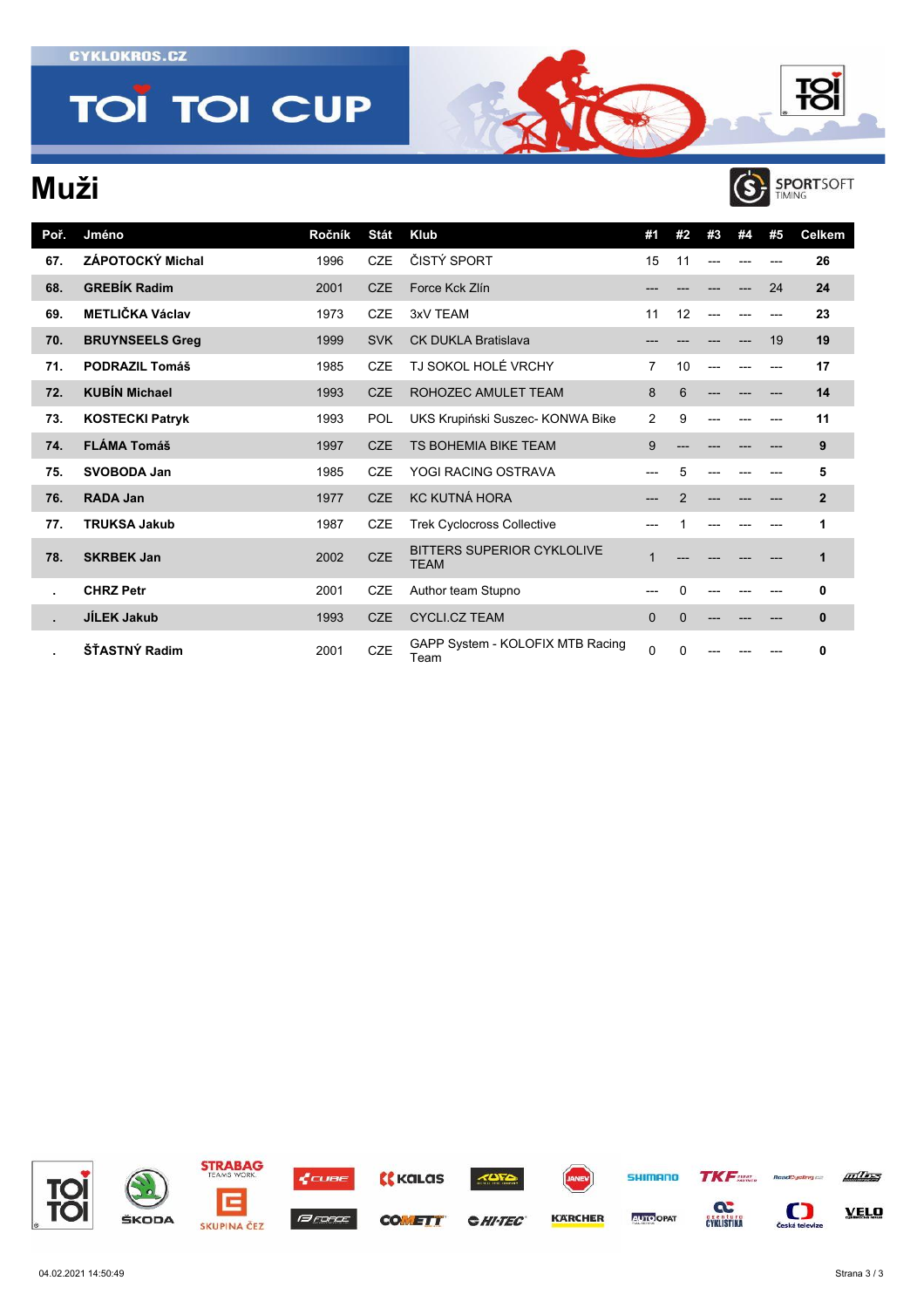# Muži

| Poř. | Jméno | Ročník | Stát | Klub | #1 | #2 | #3 | #4 | #5 | Celkem |
|---|---|---|---|---|---|---|---|---|---|---|
| 67. | **ZÁPOTOCKÝ Michal** | 1996 | CZE | ČISTÝ SPORT | 15 | 11 | --- | --- | --- | **26** |
| 68. | **GREBÍK Radim** | 2001 | CZE | Force Kck Zlín | --- | --- | --- | --- | 24 | **24** |
| 69. | **METLIČKA Václav** | 1973 | CZE | 3xV TEAM | 11 | 12 | --- | --- | --- | **23** |
| 70. | **BRUYNSEELS Greg** | 1999 | SVK | CK DUKLA Bratislava | --- | --- | --- | --- | 19 | **19** |
| 71. | **PODRAZIL Tomáš** | 1985 | CZE | TJ SOKOL HOLÉ VRCHY | 7 | 10 | --- | --- | --- | **17** |
| 72. | **KUBÍN Michael** | 1993 | CZE | ROHOZEC AMULET TEAM | 8 | 6 | --- | --- | --- | **14** |
| 73. | **KOSTECKI Patryk** | 1993 | POL | UKS Krupiński Suszec- KONWA Bike | 2 | 9 | --- | --- | --- | **11** |
| 74. | **FLÁMA Tomáš** | 1997 | CZE | TS BOHEMIA BIKE TEAM | 9 | --- | --- | --- | --- | **9** |
| 75. | **SVOBODA Jan** | 1985 | CZE | YOGI RACING OSTRAVA | --- | 5 | --- | --- | --- | **5** |
| 76. | **RADA Jan** | 1977 | CZE | KC KUTNÁ HORA | --- | 2 | --- | --- | --- | **2** |
| 77. | **TRUKSA Jakub** | 1987 | CZE | Trek Cyclocross Collective | --- | 1 | --- | --- | --- | **1** |
| 78. | **SKRBEK Jan** | 2002 | CZE | BITTERS SUPERIOR CYKLOLIVE TEAM | 1 | --- | --- | --- | --- | **1** |
| . | **CHRZ Petr** | 2001 | CZE | Author team Stupno | --- | 0 | --- | --- | --- | **0** |
| . | **JÍLEK Jakub** | 1993 | CZE | CYCLI.CZ TEAM | 0 | 0 | --- | --- | --- | **0** |
| . | **ŠŤASTNÝ Radim** | 2001 | CZE | GAPP System - KOLOFIX MTB Racing Team | 0 | 0 | --- | --- | --- | **0** |

04.02.2021 14:50:49